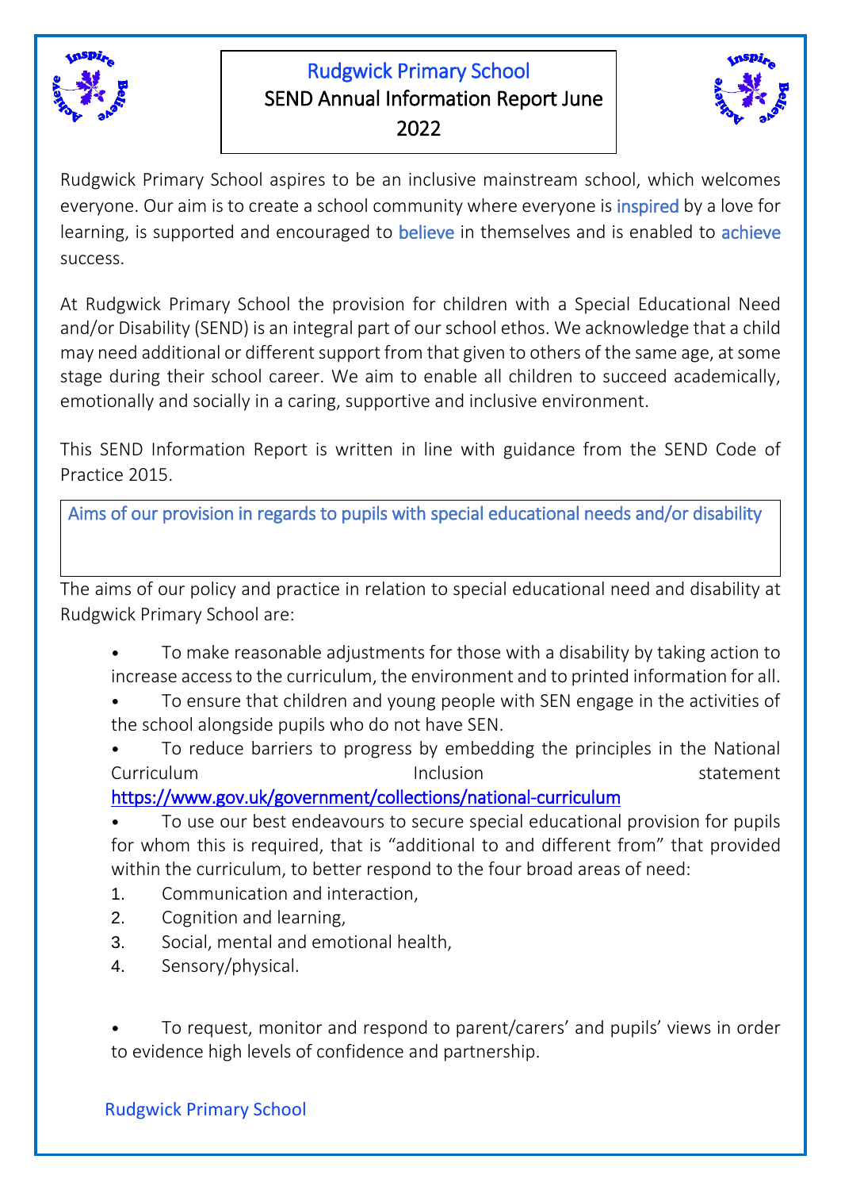# Rudgwick Primary School

## SEND Annual Information Report June 2022

Rudgwick Primary School aspires to be an inclusive mainstream school, which welcomes everyone. Our aim is to create a school community where everyone is inspired by a love for learning, is supported and encouraged to believe in themselves and is enabled to achieve success.

At Rudgwick Primary School the provision for children with a Special Educational Need and/or Disability (SEND) is an integral part of our school ethos. We acknowledge that a child may need additional or different support from that given to others of the same age, at some stage during their school career. We aim to enable all children to succeed academically, emotionally and socially in a caring, supportive and inclusive environment.

This SEND Information Report is written in line with guidance from the SEND Code of Practice 2015.

### Aims of our provision in regards to pupils with special educational needs and/or disability

The aims of our policy and practice in relation to special educational need and disability at Rudgwick Primary School are:

- To make reasonable adjustments for those with a disability by taking action to increase access to the curriculum, the environment and to printed information for all.
- To ensure that children and young people with SEN engage in the activities of the school alongside pupils who do not have SEN.
- To reduce barriers to progress by embedding the principles in the National Curriculum Inclusion statement https://www.gov.uk/government/collections/national-curriculum
- To use our best endeavours to secure special educational provision for pupils for whom this is required, that is "additional to and different from" that provided within the curriculum, to better respond to the four broad areas of need:

1. Communication and interaction,
2. Cognition and learning,
3. Social, mental and emotional health,
4. Sensory/physical.

- To request, monitor and respond to parent/carers' and pupils' views in order to evidence high levels of confidence and partnership.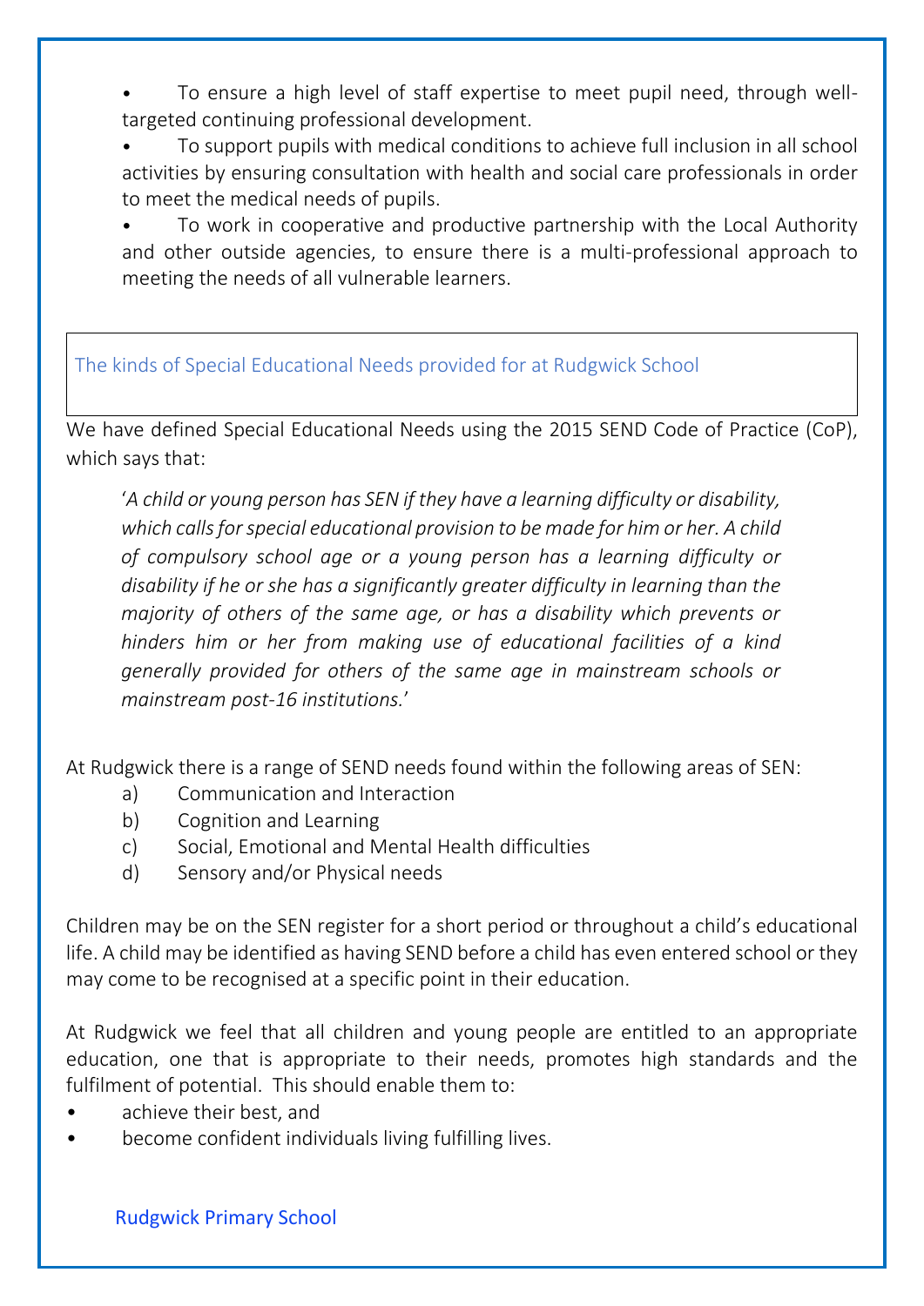- To ensure a high level of staff expertise to meet pupil need, through well-targeted continuing professional development.
- To support pupils with medical conditions to achieve full inclusion in all school activities by ensuring consultation with health and social care professionals in order to meet the medical needs of pupils.
- To work in cooperative and productive partnership with the Local Authority and other outside agencies, to ensure there is a multi-professional approach to meeting the needs of all vulnerable learners.

## The kinds of Special Educational Needs provided for at Rudgwick School

We have defined Special Educational Needs using the 2015 SEND Code of Practice (CoP), which says that:

> '*A child or young person has SEN if they have a learning difficulty or disability, which calls for special educational provision to be made for him or her. A child of compulsory school age or a young person has a learning difficulty or disability if he or she has a significantly greater difficulty in learning than the majority of others of the same age, or has a disability which prevents or hinders him or her from making use of educational facilities of a kind generally provided for others of the same age in mainstream schools or mainstream post-16 institutions.*'

At Rudgwick there is a range of SEND needs found within the following areas of SEN:

a) Communication and Interaction
b) Cognition and Learning
c) Social, Emotional and Mental Health difficulties
d) Sensory and/or Physical needs

Children may be on the SEN register for a short period or throughout a child's educational life. A child may be identified as having SEND before a child has even entered school or they may come to be recognised at a specific point in their education.

At Rudgwick we feel that all children and young people are entitled to an appropriate education, one that is appropriate to their needs, promotes high standards and the fulfilment of potential. This should enable them to:

- achieve their best, and
- become confident individuals living fulfilling lives.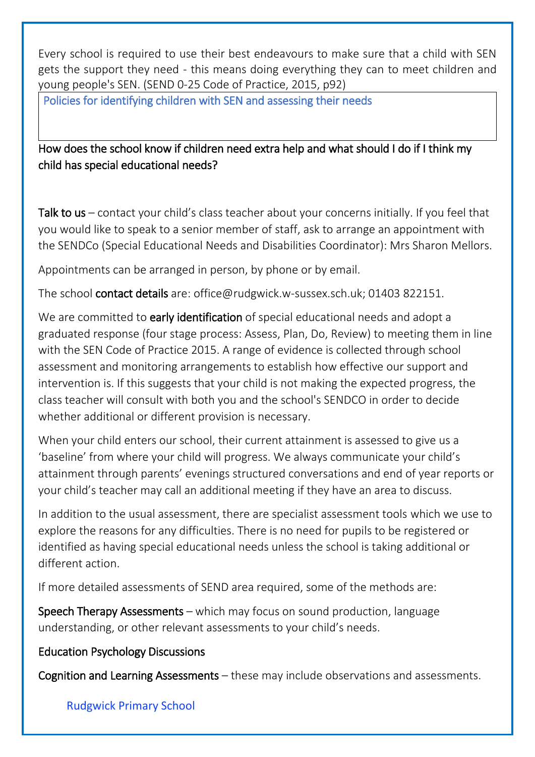Every school is required to use their best endeavours to make sure that a child with SEN gets the support they need - this means doing everything they can to meet children and young people's SEN. (SEND 0-25 Code of Practice, 2015, p92)

## Policies for identifying children with SEN and assessing their needs

### How does the school know if children need extra help and what should I do if I think my child has special educational needs?

**Talk to us** – contact your child's class teacher about your concerns initially. If you feel that you would like to speak to a senior member of staff, ask to arrange an appointment with the SENDCo (Special Educational Needs and Disabilities Coordinator): Mrs Sharon Mellors.

Appointments can be arranged in person, by phone or by email.

The school **contact details** are: office@rudgwick.w-sussex.sch.uk; 01403 822151.

We are committed to **early identification** of special educational needs and adopt a graduated response (four stage process: Assess, Plan, Do, Review) to meeting them in line with the SEN Code of Practice 2015. A range of evidence is collected through school assessment and monitoring arrangements to establish how effective our support and intervention is. If this suggests that your child is not making the expected progress, the class teacher will consult with both you and the school's SENDCO in order to decide whether additional or different provision is necessary.

When your child enters our school, their current attainment is assessed to give us a 'baseline' from where your child will progress. We always communicate your child's attainment through parents' evenings structured conversations and end of year reports or your child's teacher may call an additional meeting if they have an area to discuss.

In addition to the usual assessment, there are specialist assessment tools which we use to explore the reasons for any difficulties. There is no need for pupils to be registered or identified as having special educational needs unless the school is taking additional or different action.

If more detailed assessments of SEND area required, some of the methods are:

**Speech Therapy Assessments** – which may focus on sound production, language understanding, or other relevant assessments to your child's needs.

**Education Psychology Discussions**

**Cognition and Learning Assessments** – these may include observations and assessments.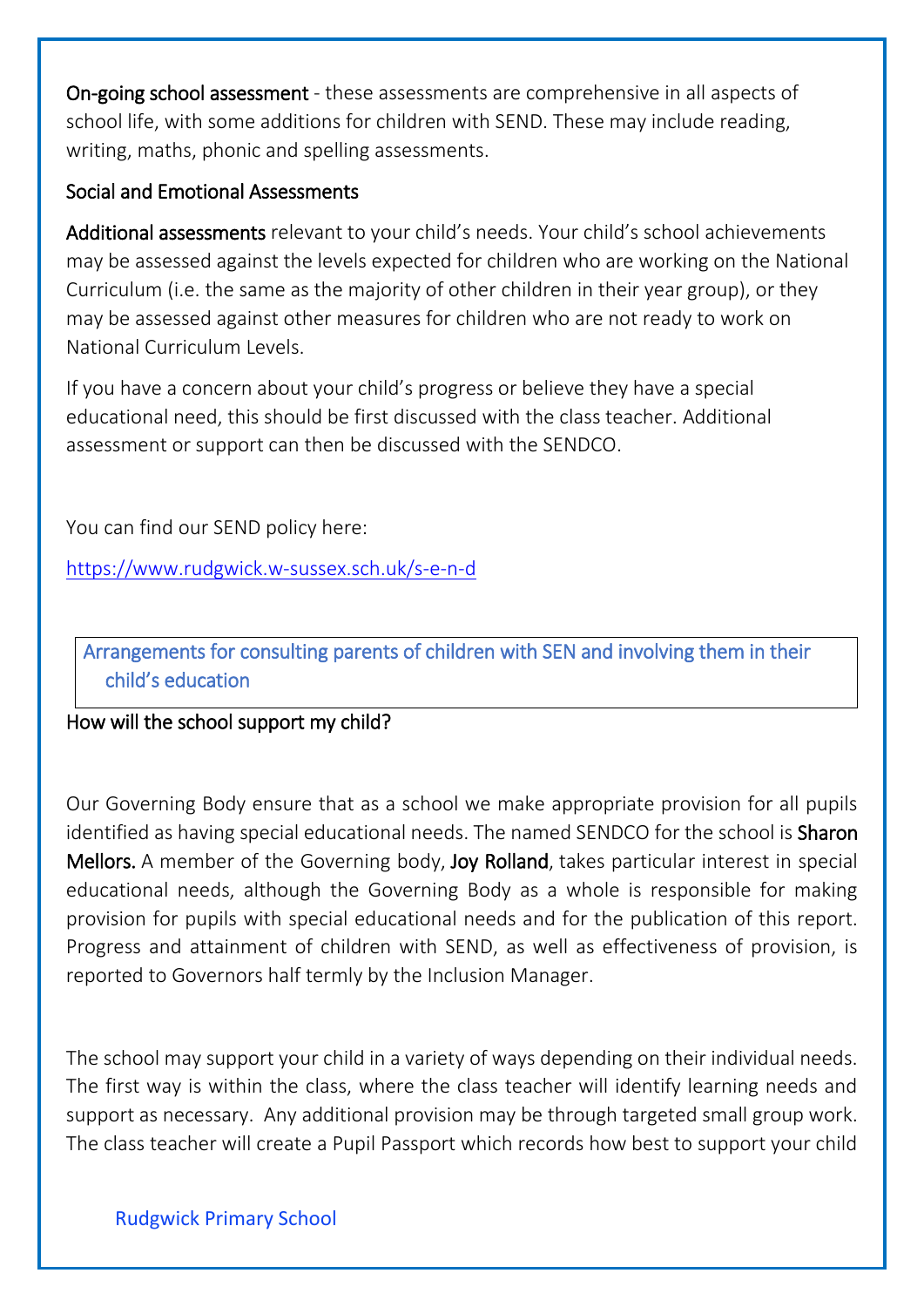**On-going school assessment** - these assessments are comprehensive in all aspects of school life, with some additions for children with SEND. These may include reading, writing, maths, phonic and spelling assessments.

Social and Emotional Assessments

**Additional assessments** relevant to your child's needs. Your child's school achievements may be assessed against the levels expected for children who are working on the National Curriculum (i.e. the same as the majority of other children in their year group), or they may be assessed against other measures for children who are not ready to work on National Curriculum Levels.

If you have a concern about your child's progress or believe they have a special educational need, this should be first discussed with the class teacher. Additional assessment or support can then be discussed with the SENDCO.

You can find our SEND policy here:

https://www.rudgwick.w-sussex.sch.uk/s-e-n-d

## Arrangements for consulting parents of children with SEN and involving them in their child's education

### How will the school support my child?

Our Governing Body ensure that as a school we make appropriate provision for all pupils identified as having special educational needs. The named SENDCO for the school is **Sharon Mellors.** A member of the Governing body, **Joy Rolland**, takes particular interest in special educational needs, although the Governing Body as a whole is responsible for making provision for pupils with special educational needs and for the publication of this report. Progress and attainment of children with SEND, as well as effectiveness of provision, is reported to Governors half termly by the Inclusion Manager.

The school may support your child in a variety of ways depending on their individual needs. The first way is within the class, where the class teacher will identify learning needs and support as necessary. Any additional provision may be through targeted small group work. The class teacher will create a Pupil Passport which records how best to support your child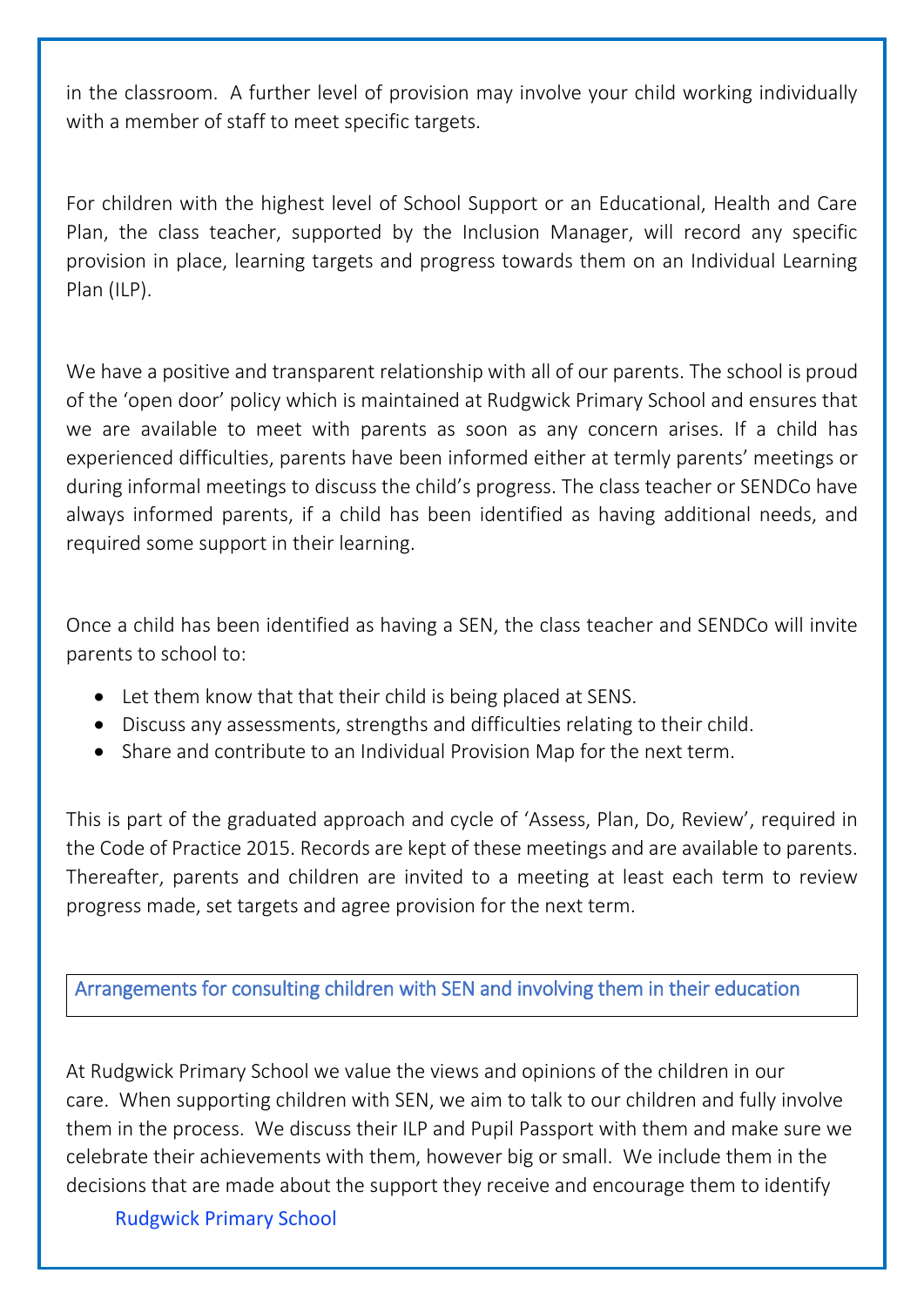in the classroom. A further level of provision may involve your child working individually with a member of staff to meet specific targets.

For children with the highest level of School Support or an Educational, Health and Care Plan, the class teacher, supported by the Inclusion Manager, will record any specific provision in place, learning targets and progress towards them on an Individual Learning Plan (ILP).

We have a positive and transparent relationship with all of our parents. The school is proud of the 'open door' policy which is maintained at Rudgwick Primary School and ensures that we are available to meet with parents as soon as any concern arises. If a child has experienced difficulties, parents have been informed either at termly parents' meetings or during informal meetings to discuss the child's progress. The class teacher or SENDCo have always informed parents, if a child has been identified as having additional needs, and required some support in their learning.

Once a child has been identified as having a SEN, the class teacher and SENDCo will invite parents to school to:

- Let them know that that their child is being placed at SENS.
- Discuss any assessments, strengths and difficulties relating to their child.
- Share and contribute to an Individual Provision Map for the next term.

This is part of the graduated approach and cycle of 'Assess, Plan, Do, Review', required in the Code of Practice 2015. Records are kept of these meetings and are available to parents. Thereafter, parents and children are invited to a meeting at least each term to review progress made, set targets and agree provision for the next term.

## Arrangements for consulting children with SEN and involving them in their education

At Rudgwick Primary School we value the views and opinions of the children in our care. When supporting children with SEN, we aim to talk to our children and fully involve them in the process. We discuss their ILP and Pupil Passport with them and make sure we celebrate their achievements with them, however big or small. We include them in the decisions that are made about the support they receive and encourage them to identify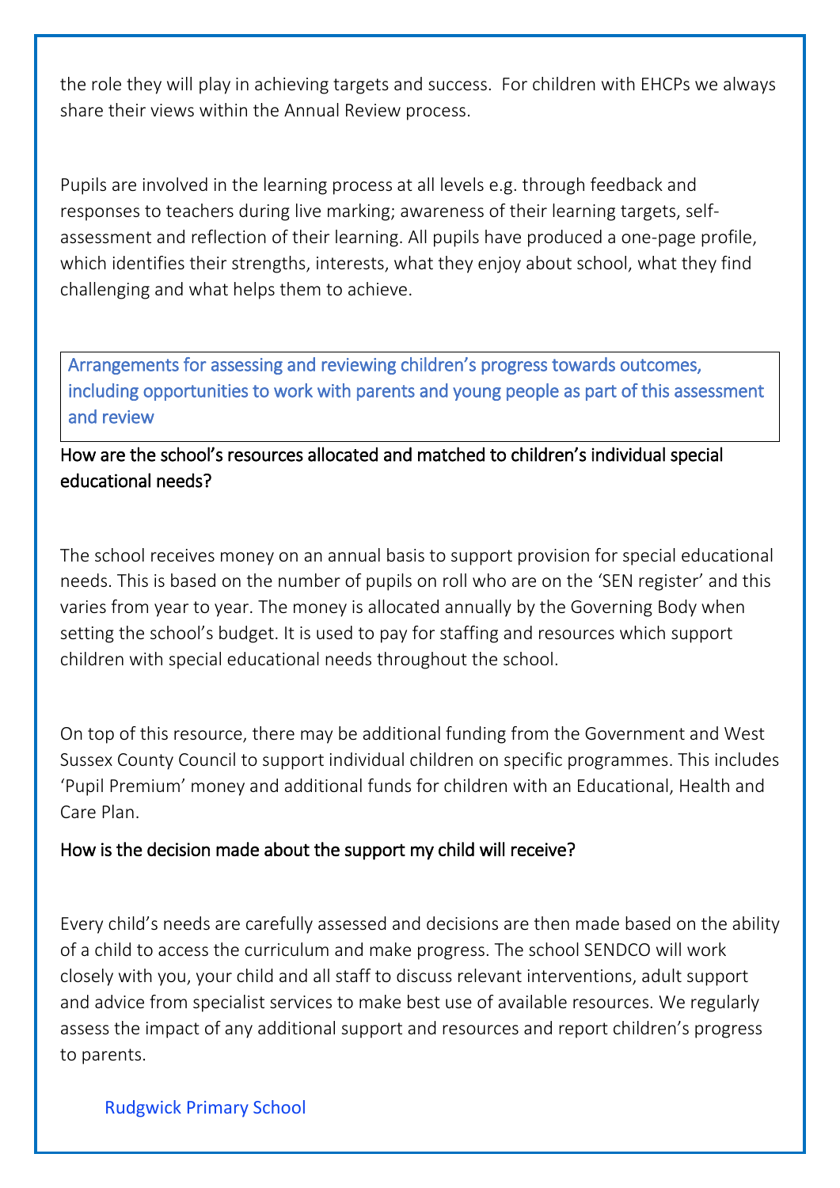the role they will play in achieving targets and success. For children with EHCPs we always share their views within the Annual Review process.

Pupils are involved in the learning process at all levels e.g. through feedback and responses to teachers during live marking; awareness of their learning targets, self-assessment and reflection of their learning. All pupils have produced a one-page profile, which identifies their strengths, interests, what they enjoy about school, what they find challenging and what helps them to achieve.

## Arrangements for assessing and reviewing children's progress towards outcomes, including opportunities to work with parents and young people as part of this assessment and review

### How are the school's resources allocated and matched to children's individual special educational needs?

The school receives money on an annual basis to support provision for special educational needs. This is based on the number of pupils on roll who are on the 'SEN register' and this varies from year to year. The money is allocated annually by the Governing Body when setting the school's budget. It is used to pay for staffing and resources which support children with special educational needs throughout the school.

On top of this resource, there may be additional funding from the Government and West Sussex County Council to support individual children on specific programmes. This includes 'Pupil Premium' money and additional funds for children with an Educational, Health and Care Plan.

### How is the decision made about the support my child will receive?

Every child's needs are carefully assessed and decisions are then made based on the ability of a child to access the curriculum and make progress. The school SENDCO will work closely with you, your child and all staff to discuss relevant interventions, adult support and advice from specialist services to make best use of available resources. We regularly assess the impact of any additional support and resources and report children's progress to parents.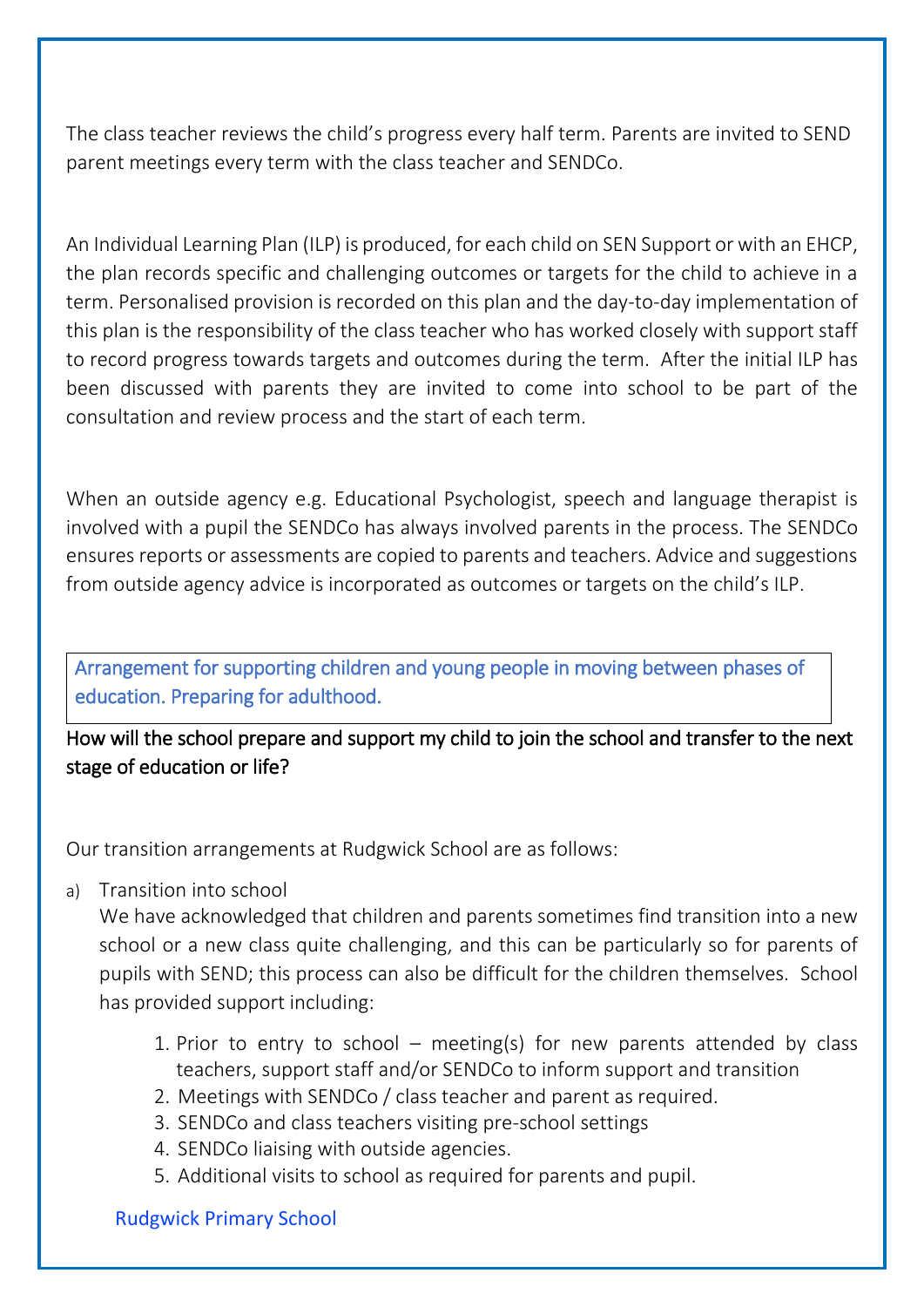The class teacher reviews the child's progress every half term. Parents are invited to SEND parent meetings every term with the class teacher and SENDCo.

An Individual Learning Plan (ILP) is produced, for each child on SEN Support or with an EHCP, the plan records specific and challenging outcomes or targets for the child to achieve in a term. Personalised provision is recorded on this plan and the day-to-day implementation of this plan is the responsibility of the class teacher who has worked closely with support staff to record progress towards targets and outcomes during the term. After the initial ILP has been discussed with parents they are invited to come into school to be part of the consultation and review process and the start of each term.

When an outside agency e.g. Educational Psychologist, speech and language therapist is involved with a pupil the SENDCo has always involved parents in the process. The SENDCo ensures reports or assessments are copied to parents and teachers. Advice and suggestions from outside agency advice is incorporated as outcomes or targets on the child's ILP.

## Arrangement for supporting children and young people in moving between phases of education. Preparing for adulthood.

### How will the school prepare and support my child to join the school and transfer to the next stage of education or life?

Our transition arrangements at Rudgwick School are as follows:

a) Transition into school
   We have acknowledged that children and parents sometimes find transition into a new school or a new class quite challenging, and this can be particularly so for parents of pupils with SEND; this process can also be difficult for the children themselves. School has provided support including:

   1. Prior to entry to school – meeting(s) for new parents attended by class teachers, support staff and/or SENDCo to inform support and transition
   2. Meetings with SENDCo / class teacher and parent as required.
   3. SENDCo and class teachers visiting pre-school settings
   4. SENDCo liaising with outside agencies.
   5. Additional visits to school as required for parents and pupil.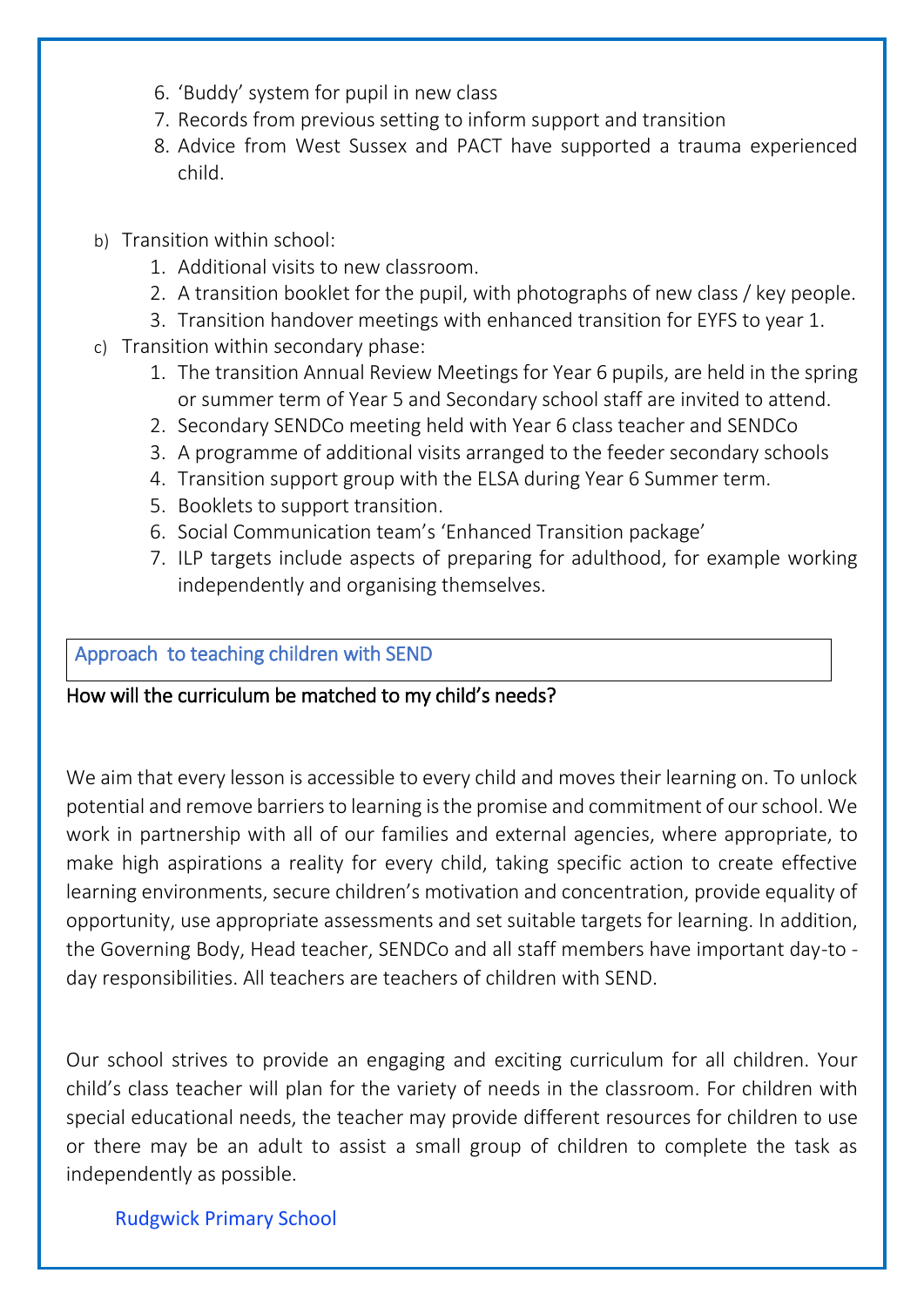6. 'Buddy' system for pupil in new class
7. Records from previous setting to inform support and transition
8. Advice from West Sussex and PACT have supported a trauma experienced child.

b) Transition within school:
   1. Additional visits to new classroom.
   2. A transition booklet for the pupil, with photographs of new class / key people.
   3. Transition handover meetings with enhanced transition for EYFS to year 1.

c) Transition within secondary phase:
   1. The transition Annual Review Meetings for Year 6 pupils, are held in the spring or summer term of Year 5 and Secondary school staff are invited to attend.
   2. Secondary SENDCo meeting held with Year 6 class teacher and SENDCo
   3. A programme of additional visits arranged to the feeder secondary schools
   4. Transition support group with the ELSA during Year 6 Summer term.
   5. Booklets to support transition.
   6. Social Communication team's 'Enhanced Transition package'
   7. ILP targets include aspects of preparing for adulthood, for example working independently and organising themselves.

## Approach to teaching children with SEND

### How will the curriculum be matched to my child's needs?

We aim that every lesson is accessible to every child and moves their learning on. To unlock potential and remove barriers to learning is the promise and commitment of our school. We work in partnership with all of our families and external agencies, where appropriate, to make high aspirations a reality for every child, taking specific action to create effective learning environments, secure children's motivation and concentration, provide equality of opportunity, use appropriate assessments and set suitable targets for learning. In addition, the Governing Body, Head teacher, SENDCo and all staff members have important day-to - day responsibilities. All teachers are teachers of children with SEND.

Our school strives to provide an engaging and exciting curriculum for all children. Your child's class teacher will plan for the variety of needs in the classroom. For children with special educational needs, the teacher may provide different resources for children to use or there may be an adult to assist a small group of children to complete the task as independently as possible.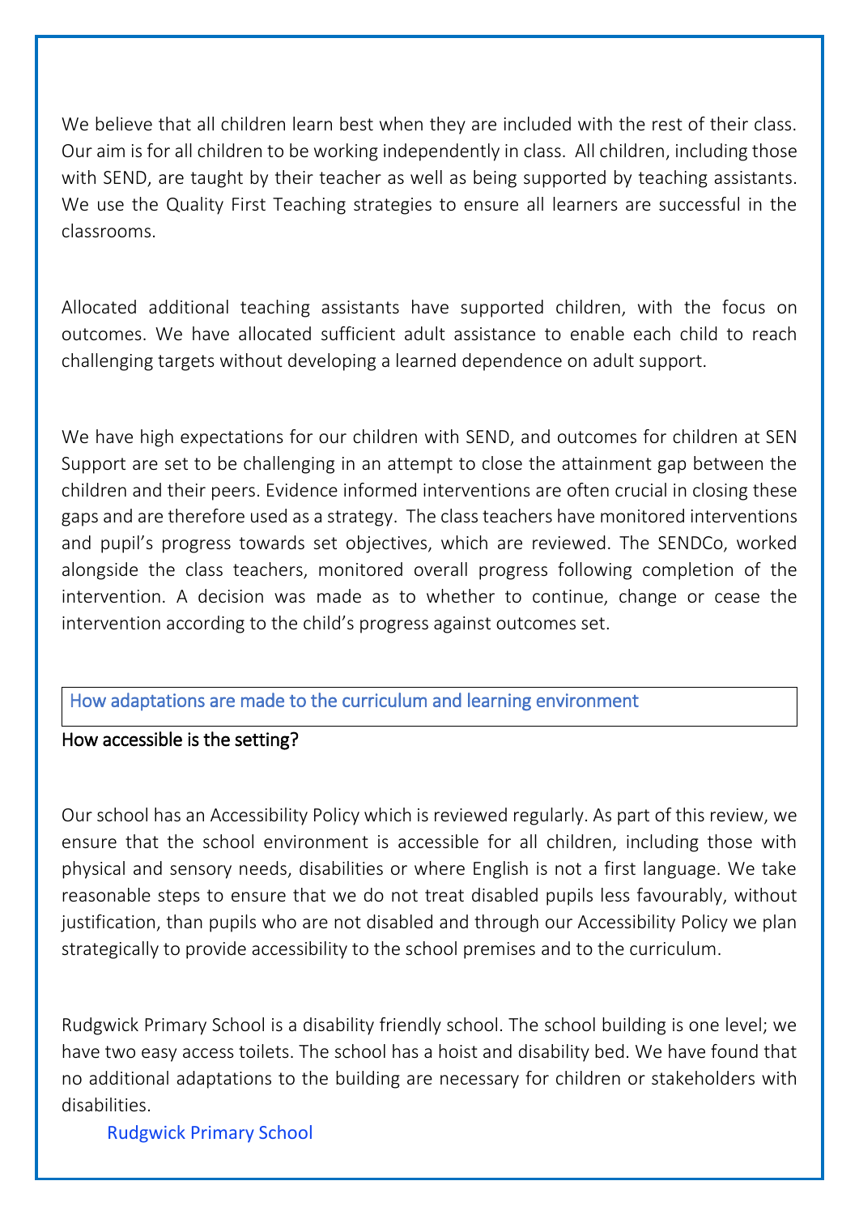We believe that all children learn best when they are included with the rest of their class. Our aim is for all children to be working independently in class. All children, including those with SEND, are taught by their teacher as well as being supported by teaching assistants. We use the Quality First Teaching strategies to ensure all learners are successful in the classrooms.

Allocated additional teaching assistants have supported children, with the focus on outcomes. We have allocated sufficient adult assistance to enable each child to reach challenging targets without developing a learned dependence on adult support.

We have high expectations for our children with SEND, and outcomes for children at SEN Support are set to be challenging in an attempt to close the attainment gap between the children and their peers. Evidence informed interventions are often crucial in closing these gaps and are therefore used as a strategy. The class teachers have monitored interventions and pupil's progress towards set objectives, which are reviewed. The SENDCo, worked alongside the class teachers, monitored overall progress following completion of the intervention. A decision was made as to whether to continue, change or cease the intervention according to the child's progress against outcomes set.

## How adaptations are made to the curriculum and learning environment

### How accessible is the setting?

Our school has an Accessibility Policy which is reviewed regularly. As part of this review, we ensure that the school environment is accessible for all children, including those with physical and sensory needs, disabilities or where English is not a first language. We take reasonable steps to ensure that we do not treat disabled pupils less favourably, without justification, than pupils who are not disabled and through our Accessibility Policy we plan strategically to provide accessibility to the school premises and to the curriculum.

Rudgwick Primary School is a disability friendly school. The school building is one level; we have two easy access toilets. The school has a hoist and disability bed. We have found that no additional adaptations to the building are necessary for children or stakeholders with disabilities.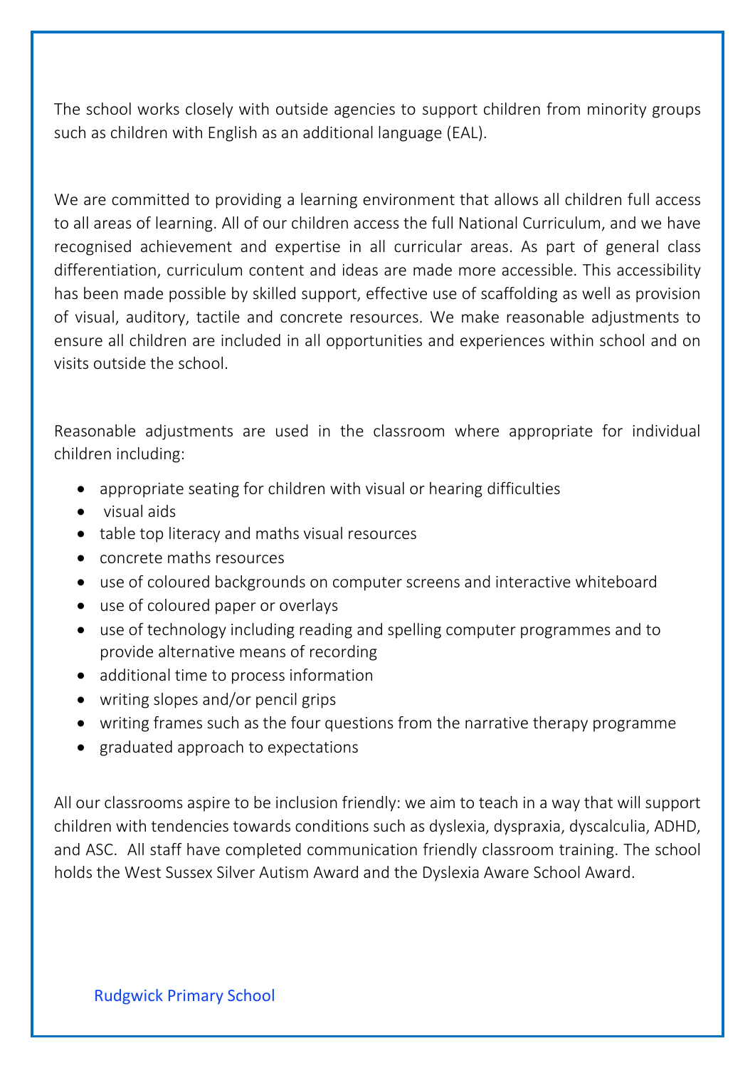The school works closely with outside agencies to support children from minority groups such as children with English as an additional language (EAL).

We are committed to providing a learning environment that allows all children full access to all areas of learning. All of our children access the full National Curriculum, and we have recognised achievement and expertise in all curricular areas. As part of general class differentiation, curriculum content and ideas are made more accessible. This accessibility has been made possible by skilled support, effective use of scaffolding as well as provision of visual, auditory, tactile and concrete resources. We make reasonable adjustments to ensure all children are included in all opportunities and experiences within school and on visits outside the school.

Reasonable adjustments are used in the classroom where appropriate for individual children including:

- appropriate seating for children with visual or hearing difficulties
- visual aids
- table top literacy and maths visual resources
- concrete maths resources
- use of coloured backgrounds on computer screens and interactive whiteboard
- use of coloured paper or overlays
- use of technology including reading and spelling computer programmes and to provide alternative means of recording
- additional time to process information
- writing slopes and/or pencil grips
- writing frames such as the four questions from the narrative therapy programme
- graduated approach to expectations

All our classrooms aspire to be inclusion friendly: we aim to teach in a way that will support children with tendencies towards conditions such as dyslexia, dyspraxia, dyscalculia, ADHD, and ASC. All staff have completed communication friendly classroom training. The school holds the West Sussex Silver Autism Award and the Dyslexia Aware School Award.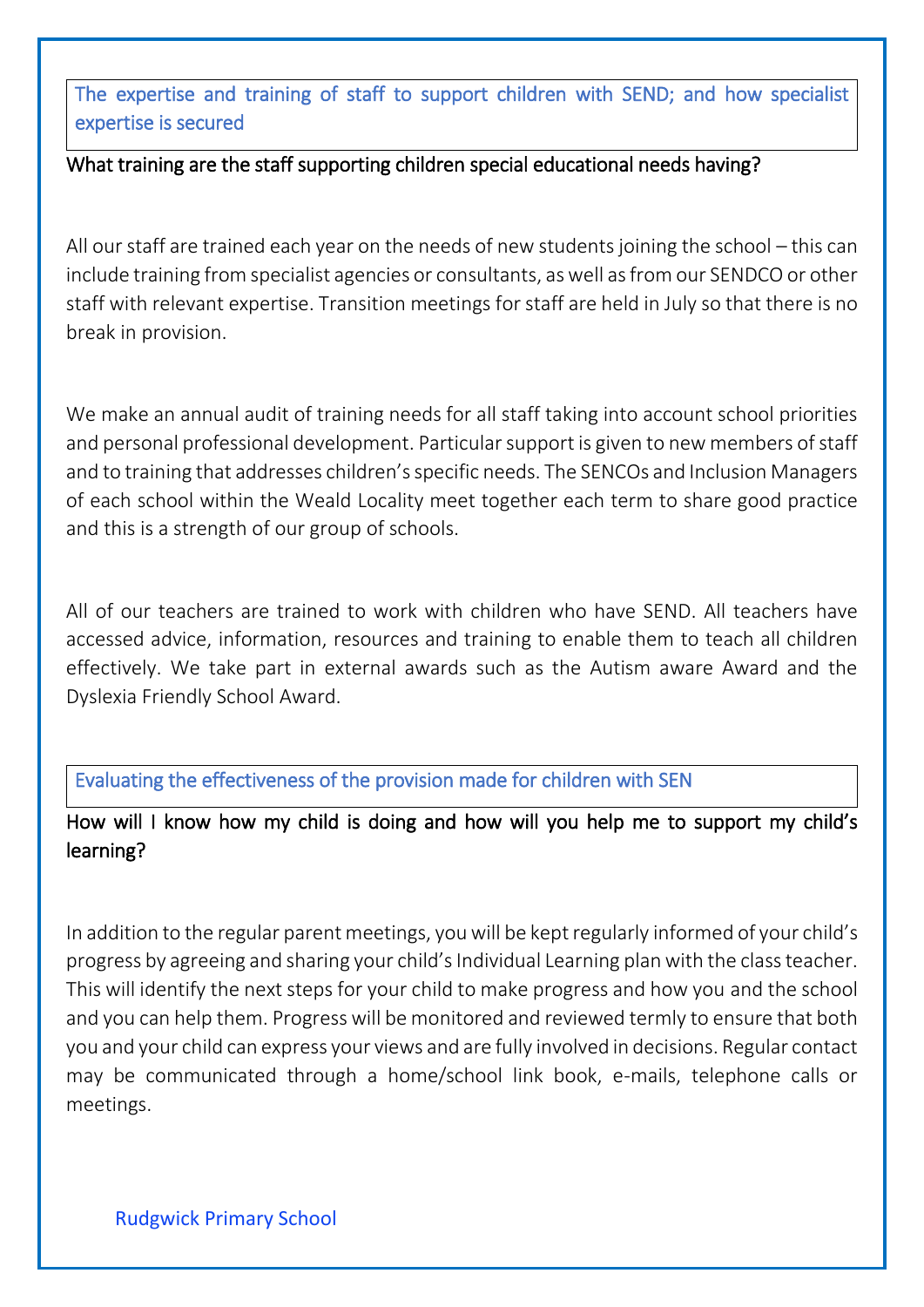## The expertise and training of staff to support children with SEND; and how specialist expertise is secured

### What training are the staff supporting children special educational needs having?

All our staff are trained each year on the needs of new students joining the school – this can include training from specialist agencies or consultants, as well as from our SENDCO or other staff with relevant expertise. Transition meetings for staff are held in July so that there is no break in provision.

We make an annual audit of training needs for all staff taking into account school priorities and personal professional development. Particular support is given to new members of staff and to training that addresses children's specific needs. The SENCOs and Inclusion Managers of each school within the Weald Locality meet together each term to share good practice and this is a strength of our group of schools.

All of our teachers are trained to work with children who have SEND. All teachers have accessed advice, information, resources and training to enable them to teach all children effectively. We take part in external awards such as the Autism aware Award and the Dyslexia Friendly School Award.

## Evaluating the effectiveness of the provision made for children with SEN

### How will I know how my child is doing and how will you help me to support my child's learning?

In addition to the regular parent meetings, you will be kept regularly informed of your child's progress by agreeing and sharing your child's Individual Learning plan with the class teacher. This will identify the next steps for your child to make progress and how you and the school and you can help them. Progress will be monitored and reviewed termly to ensure that both you and your child can express your views and are fully involved in decisions. Regular contact may be communicated through a home/school link book, e-mails, telephone calls or meetings.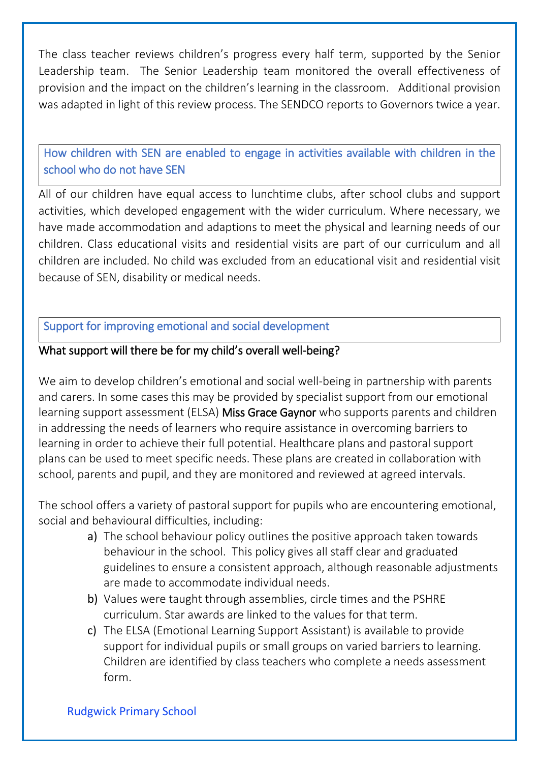The class teacher reviews children's progress every half term, supported by the Senior Leadership team. The Senior Leadership team monitored the overall effectiveness of provision and the impact on the children's learning in the classroom. Additional provision was adapted in light of this review process. The SENDCO reports to Governors twice a year.

## How children with SEN are enabled to engage in activities available with children in the school who do not have SEN

All of our children have equal access to lunchtime clubs, after school clubs and support activities, which developed engagement with the wider curriculum. Where necessary, we have made accommodation and adaptions to meet the physical and learning needs of our children. Class educational visits and residential visits are part of our curriculum and all children are included. No child was excluded from an educational visit and residential visit because of SEN, disability or medical needs.

## Support for improving emotional and social development

### What support will there be for my child's overall well-being?

We aim to develop children's emotional and social well-being in partnership with parents and carers. In some cases this may be provided by specialist support from our emotional learning support assessment (ELSA) Miss Grace Gaynor who supports parents and children in addressing the needs of learners who require assistance in overcoming barriers to learning in order to achieve their full potential. Healthcare plans and pastoral support plans can be used to meet specific needs. These plans are created in collaboration with school, parents and pupil, and they are monitored and reviewed at agreed intervals.

The school offers a variety of pastoral support for pupils who are encountering emotional, social and behavioural difficulties, including:

a) The school behaviour policy outlines the positive approach taken towards behaviour in the school. This policy gives all staff clear and graduated guidelines to ensure a consistent approach, although reasonable adjustments are made to accommodate individual needs.
b) Values were taught through assemblies, circle times and the PSHRE curriculum. Star awards are linked to the values for that term.
c) The ELSA (Emotional Learning Support Assistant) is available to provide support for individual pupils or small groups on varied barriers to learning. Children are identified by class teachers who complete a needs assessment form.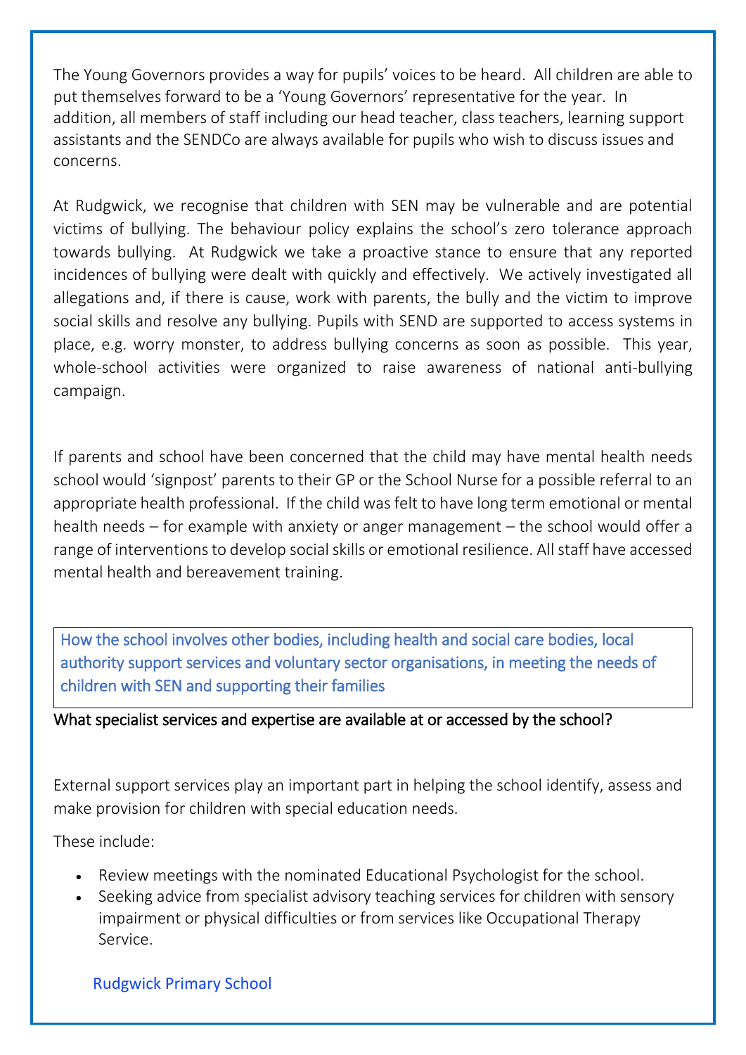The Young Governors provides a way for pupils' voices to be heard. All children are able to put themselves forward to be a 'Young Governors' representative for the year. In addition, all members of staff including our head teacher, class teachers, learning support assistants and the SENDCo are always available for pupils who wish to discuss issues and concerns.

At Rudgwick, we recognise that children with SEN may be vulnerable and are potential victims of bullying. The behaviour policy explains the school's zero tolerance approach towards bullying. At Rudgwick we take a proactive stance to ensure that any reported incidences of bullying were dealt with quickly and effectively. We actively investigated all allegations and, if there is cause, work with parents, the bully and the victim to improve social skills and resolve any bullying. Pupils with SEND are supported to access systems in place, e.g. worry monster, to address bullying concerns as soon as possible. This year, whole-school activities were organized to raise awareness of national anti-bullying campaign.

If parents and school have been concerned that the child may have mental health needs school would 'signpost' parents to their GP or the School Nurse for a possible referral to an appropriate health professional. If the child was felt to have long term emotional or mental health needs – for example with anxiety or anger management – the school would offer a range of interventions to develop social skills or emotional resilience. All staff have accessed mental health and bereavement training.

## How the school involves other bodies, including health and social care bodies, local authority support services and voluntary sector organisations, in meeting the needs of children with SEN and supporting their families

### What specialist services and expertise are available at or accessed by the school?

External support services play an important part in helping the school identify, assess and make provision for children with special education needs.

These include:

- Review meetings with the nominated Educational Psychologist for the school.
- Seeking advice from specialist advisory teaching services for children with sensory impairment or physical difficulties or from services like Occupational Therapy Service.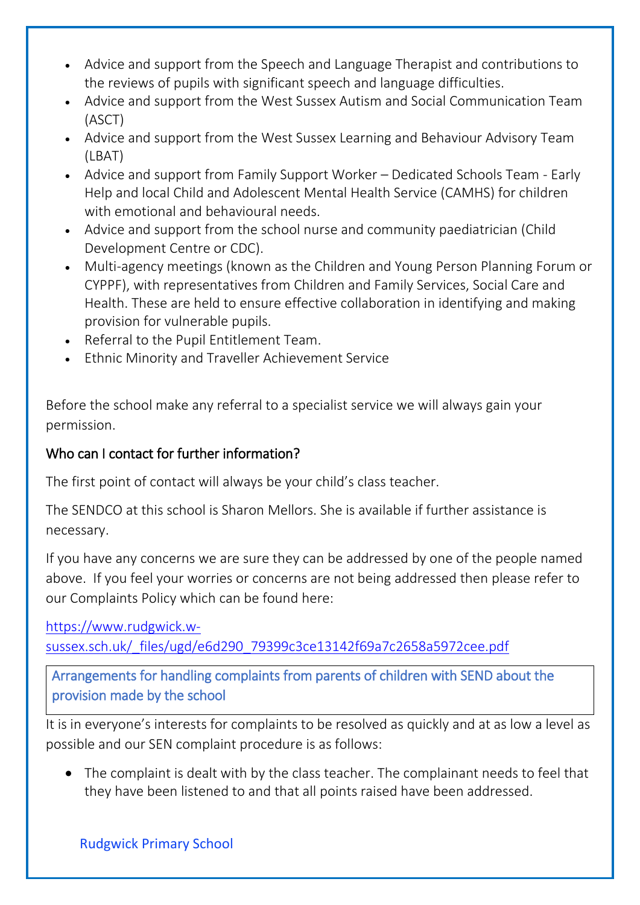- Advice and support from the Speech and Language Therapist and contributions to the reviews of pupils with significant speech and language difficulties.
- Advice and support from the West Sussex Autism and Social Communication Team (ASCT)
- Advice and support from the West Sussex Learning and Behaviour Advisory Team (LBAT)
- Advice and support from Family Support Worker – Dedicated Schools Team - Early Help and local Child and Adolescent Mental Health Service (CAMHS) for children with emotional and behavioural needs.
- Advice and support from the school nurse and community paediatrician (Child Development Centre or CDC).
- Multi-agency meetings (known as the Children and Young Person Planning Forum or CYPPF), with representatives from Children and Family Services, Social Care and Health. These are held to ensure effective collaboration in identifying and making provision for vulnerable pupils.
- Referral to the Pupil Entitlement Team.
- Ethnic Minority and Traveller Achievement Service

Before the school make any referral to a specialist service we will always gain your permission.

## Who can I contact for further information?

The first point of contact will always be your child's class teacher.

The SENDCO at this school is Sharon Mellors. She is available if further assistance is necessary.

If you have any concerns we are sure they can be addressed by one of the people named above. If you feel your worries or concerns are not being addressed then please refer to our Complaints Policy which can be found here:

https://www.rudgwick.w-sussex.sch.uk/_files/ugd/e6d290_79399c3ce13142f69a7c2658a5972cee.pdf

## Arrangements for handling complaints from parents of children with SEND about the provision made by the school

It is in everyone's interests for complaints to be resolved as quickly and at as low a level as possible and our SEN complaint procedure is as follows:

- The complaint is dealt with by the class teacher. The complainant needs to feel that they have been listened to and that all points raised have been addressed.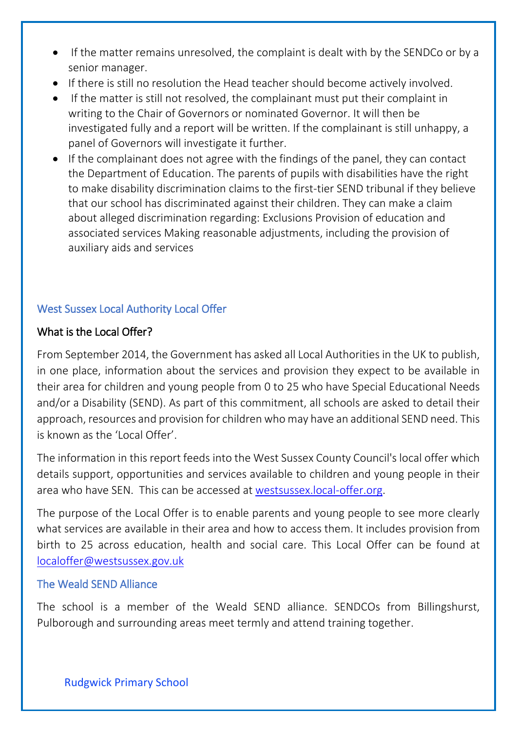- If the matter remains unresolved, the complaint is dealt with by the SENDCo or by a senior manager.
- If there is still no resolution the Head teacher should become actively involved.
- If the matter is still not resolved, the complainant must put their complaint in writing to the Chair of Governors or nominated Governor. It will then be investigated fully and a report will be written. If the complainant is still unhappy, a panel of Governors will investigate it further.
- If the complainant does not agree with the findings of the panel, they can contact the Department of Education. The parents of pupils with disabilities have the right to make disability discrimination claims to the first-tier SEND tribunal if they believe that our school has discriminated against their children. They can make a claim about alleged discrimination regarding: Exclusions Provision of education and associated services Making reasonable adjustments, including the provision of auxiliary aids and services

## West Sussex Local Authority Local Offer

### What is the Local Offer?

From September 2014, the Government has asked all Local Authorities in the UK to publish, in one place, information about the services and provision they expect to be available in their area for children and young people from 0 to 25 who have Special Educational Needs and/or a Disability (SEND). As part of this commitment, all schools are asked to detail their approach, resources and provision for children who may have an additional SEND need. This is known as the 'Local Offer'.

The information in this report feeds into the West Sussex County Council's local offer which details support, opportunities and services available to children and young people in their area who have SEN. This can be accessed at [westsussex.local-offer.org](westsussex.local-offer.org).

The purpose of the Local Offer is to enable parents and young people to see more clearly what services are available in their area and how to access them. It includes provision from birth to 25 across education, health and social care. This Local Offer can be found at [localoffer@westsussex.gov.uk](mailto:localoffer@westsussex.gov.uk)

## The Weald SEND Alliance

The school is a member of the Weald SEND alliance. SENDCOs from Billingshurst, Pulborough and surrounding areas meet termly and attend training together.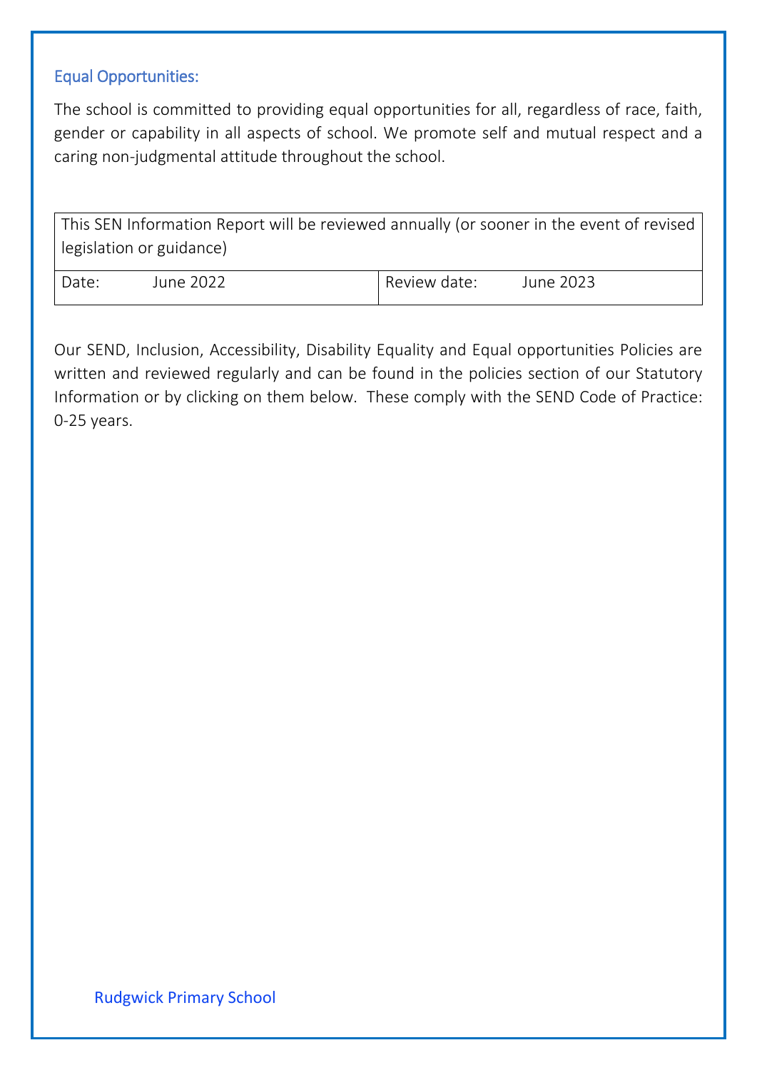## Equal Opportunities:

The school is committed to providing equal opportunities for all, regardless of race, faith, gender or capability in all aspects of school. We promote self and mutual respect and a caring non-judgmental attitude throughout the school.

| | |
|---|---|
| This SEN Information Report will be reviewed annually (or sooner in the event of revised legislation or guidance) | |
| Date: June 2022 | Review date: June 2023 |

Our SEND, Inclusion, Accessibility, Disability Equality and Equal opportunities Policies are written and reviewed regularly and can be found in the policies section of our Statutory Information or by clicking on them below. These comply with the SEND Code of Practice: 0-25 years.